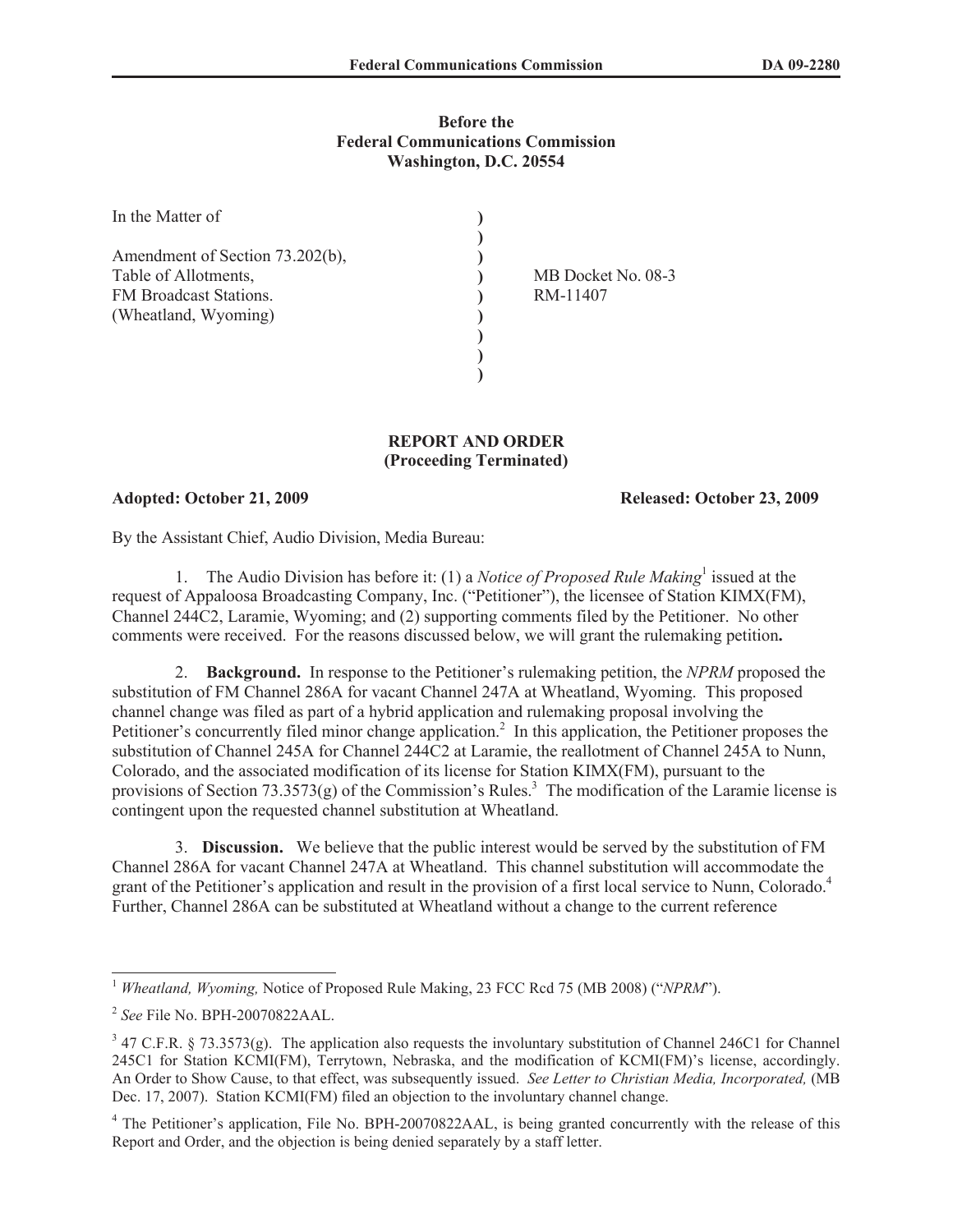**Before the**
**Federal Communications Commission**
**Washington, D.C. 20554**

| | | |
|---|---|---|
| In the Matter of<br><br>Amendment of Section 73.202(b),<br>Table of Allotments,<br>FM Broadcast Stations.<br>(Wheatland, Wyoming) | ) | MB Docket No. 08-3<br>RM-11407 |

**REPORT AND ORDER**
**(Proceeding Terminated)**

**Adopted: October 21, 2009** **Released: October 23, 2009**

By the Assistant Chief, Audio Division, Media Bureau:

1. The Audio Division has before it: (1) a *Notice of Proposed Rule Making*[1] issued at the request of Appaloosa Broadcasting Company, Inc. ("Petitioner"), the licensee of Station KIMX(FM), Channel 244C2, Laramie, Wyoming; and (2) supporting comments filed by the Petitioner. No other comments were received. For the reasons discussed below, we will grant the rulemaking petition**.**

2. **Background.** In response to the Petitioner's rulemaking petition, the *NPRM* proposed the substitution of FM Channel 286A for vacant Channel 247A at Wheatland, Wyoming. This proposed channel change was filed as part of a hybrid application and rulemaking proposal involving the Petitioner's concurrently filed minor change application.[2] In this application, the Petitioner proposes the substitution of Channel 245A for Channel 244C2 at Laramie, the reallotment of Channel 245A to Nunn, Colorado, and the associated modification of its license for Station KIMX(FM), pursuant to the provisions of Section 73.3573(g) of the Commission's Rules.[3] The modification of the Laramie license is contingent upon the requested channel substitution at Wheatland.

3. **Discussion.** We believe that the public interest would be served by the substitution of FM Channel 286A for vacant Channel 247A at Wheatland. This channel substitution will accommodate the grant of the Petitioner's application and result in the provision of a first local service to Nunn, Colorado.[4] Further, Channel 286A can be substituted at Wheatland without a change to the current reference

---

[1] *Wheatland, Wyoming,* Notice of Proposed Rule Making, 23 FCC Rcd 75 (MB 2008) ("*NPRM*").

[2] *See* File No. BPH-20070822AAL.

[3] 47 C.F.R. § 73.3573(g). The application also requests the involuntary substitution of Channel 246C1 for Channel 245C1 for Station KCMI(FM), Terrytown, Nebraska, and the modification of KCMI(FM)'s license, accordingly. An Order to Show Cause, to that effect, was subsequently issued. *See Letter to Christian Media, Incorporated,* (MB Dec. 17, 2007). Station KCMI(FM) filed an objection to the involuntary channel change.

[4] The Petitioner's application, File No. BPH-20070822AAL, is being granted concurrently with the release of this Report and Order, and the objection is being denied separately by a staff letter.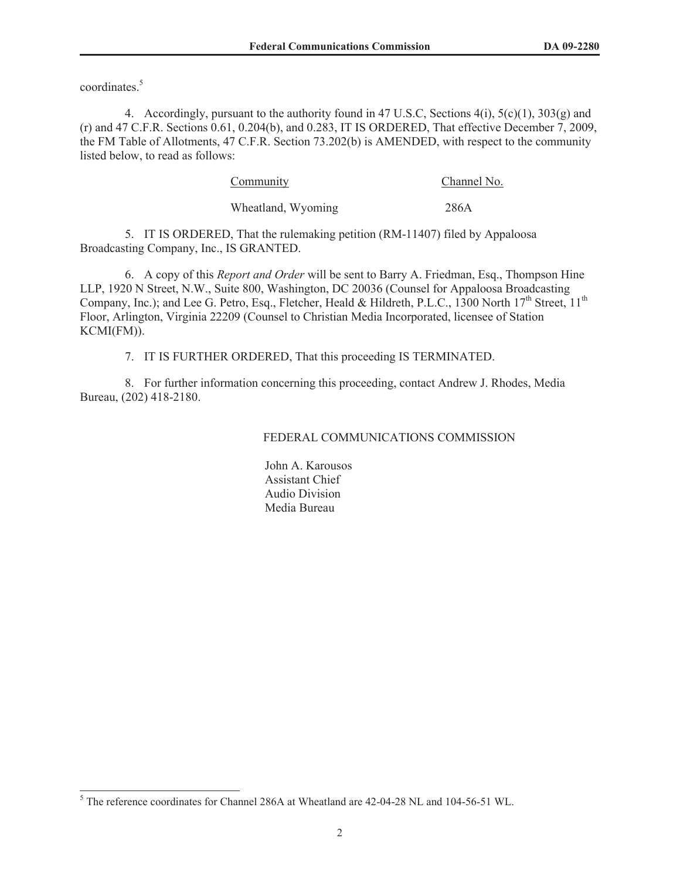coordinates.[5]

4. Accordingly, pursuant to the authority found in 47 U.S.C, Sections 4(i), 5(c)(1), 303(g) and (r) and 47 C.F.R. Sections 0.61, 0.204(b), and 0.283, IT IS ORDERED, That effective December 7, 2009, the FM Table of Allotments, 47 C.F.R. Section 73.202(b) is AMENDED, with respect to the community listed below, to read as follows:

| Community | Channel No. |
|---|---|
| Wheatland, Wyoming | 286A |

5. IT IS ORDERED, That the rulemaking petition (RM-11407) filed by Appaloosa Broadcasting Company, Inc., IS GRANTED.

6. A copy of this *Report and Order* will be sent to Barry A. Friedman, Esq., Thompson Hine LLP, 1920 N Street, N.W., Suite 800, Washington, DC 20036 (Counsel for Appaloosa Broadcasting Company, Inc.); and Lee G. Petro, Esq., Fletcher, Heald & Hildreth, P.L.C., 1300 North 17th Street, 11th Floor, Arlington, Virginia 22209 (Counsel to Christian Media Incorporated, licensee of Station KCMI(FM)).

7. IT IS FURTHER ORDERED, That this proceeding IS TERMINATED.

8. For further information concerning this proceeding, contact Andrew J. Rhodes, Media Bureau, (202) 418-2180.

FEDERAL COMMUNICATIONS COMMISSION

John A. Karousos
Assistant Chief
Audio Division
Media Bureau

[5] The reference coordinates for Channel 286A at Wheatland are 42-04-28 NL and 104-56-51 WL.